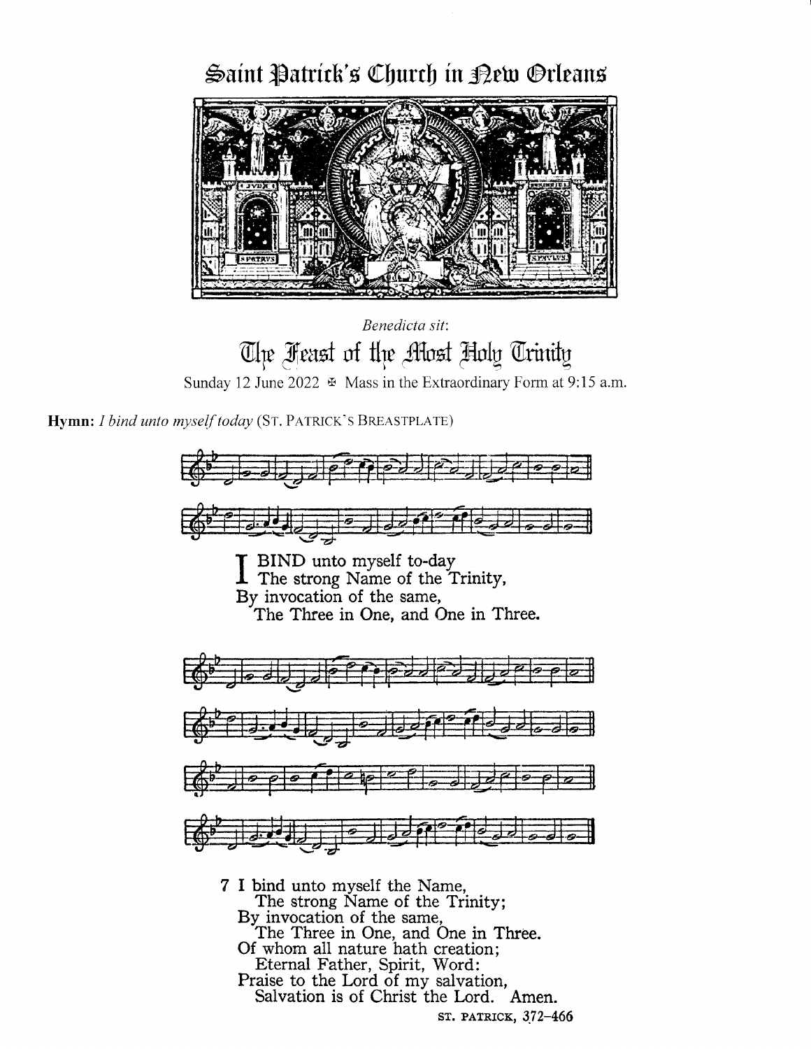# Saint Patrick's Church in New Orleans

*Benedicta sit*:

## The Feast of the Most Holy Trinity

Sunday 12 June 2022 ✠ Mass in the Extraordinary Form at 9:15 a.m.

**Hymn:** *I bind unto myself today* (ST. PATRICK'S BREASTPLATE)

I BIND unto myself to-day
  The strong Name of the Trinity,
By invocation of the same,
  The Three in One, and One in Three.

7 I bind unto myself the Name,
  The strong Name of the Trinity;
By invocation of the same,
  The Three in One, and One in Three.
Of whom all nature hath creation;
  Eternal Father, Spirit, Word:
Praise to the Lord of my salvation,
  Salvation is of Christ the Lord. Amen.

ST. PATRICK, 372–466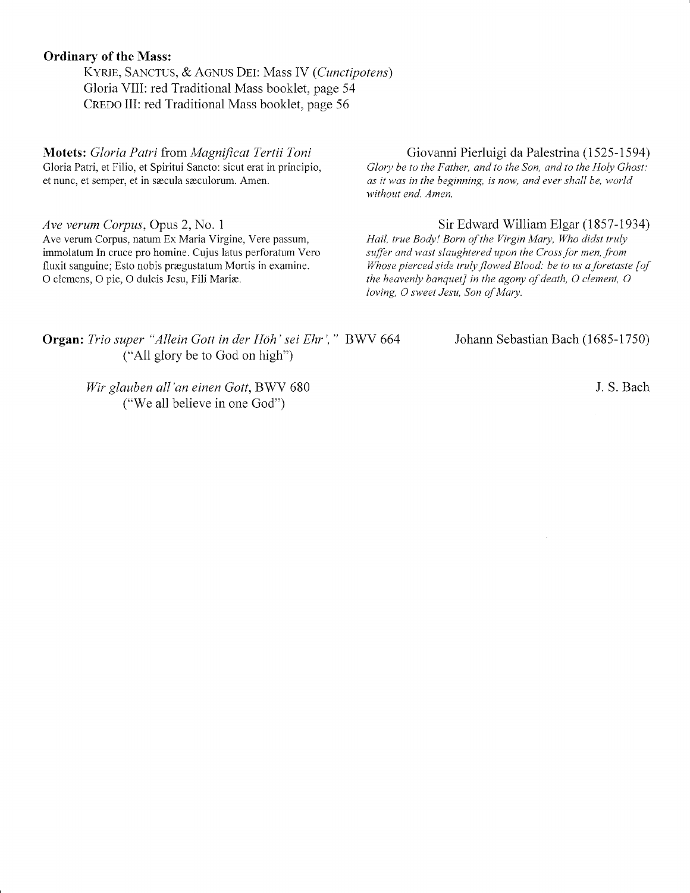**Ordinary of the Mass:**

Kyrie, Sanctus, & Agnus Dei: Mass IV (*Cunctipotens*)
Gloria VIII: red Traditional Mass booklet, page 54
Credo III: red Traditional Mass booklet, page 56

**Motets:** *Gloria Patri* from *Magnificat Tertii Toni* — Giovanni Pierluigi da Palestrina (1525-1594)

Gloria Patri, et Filio, et Spiritui Sancto: sicut erat in principio, et nunc, et semper, et in sæcula sæculorum. Amen.

*Glory be to the Father, and to the Son, and to the Holy Ghost: as it was in the beginning, is now, and ever shall be, world without end. Amen.*

*Ave verum Corpus*, Opus 2, No. 1 — Sir Edward William Elgar (1857-1934)

Ave verum Corpus, natum Ex Maria Virgine, Vere passum, immolatum In cruce pro homine. Cujus latus perforatum Vero fluxit sanguine; Esto nobis prægustatum Mortis in examine. O clemens, O pie, O dulcis Jesu, Fili Mariæ.

*Hail, true Body! Born of the Virgin Mary, Who didst truly suffer and wast slaughtered upon the Cross for men, from Whose pierced side truly flowed Blood: be to us a foretaste [of the heavenly banquet] in the agony of death, O clement, O loving, O sweet Jesu, Son of Mary.*

**Organ:** *Trio super "Allein Gott in der Höh' sei Ehr',"* BWV 664 ("All glory be to God on high") — Johann Sebastian Bach (1685-1750)

*Wir glauben all'an einen Gott*, BWV 680 ("We all believe in one God") — J. S. Bach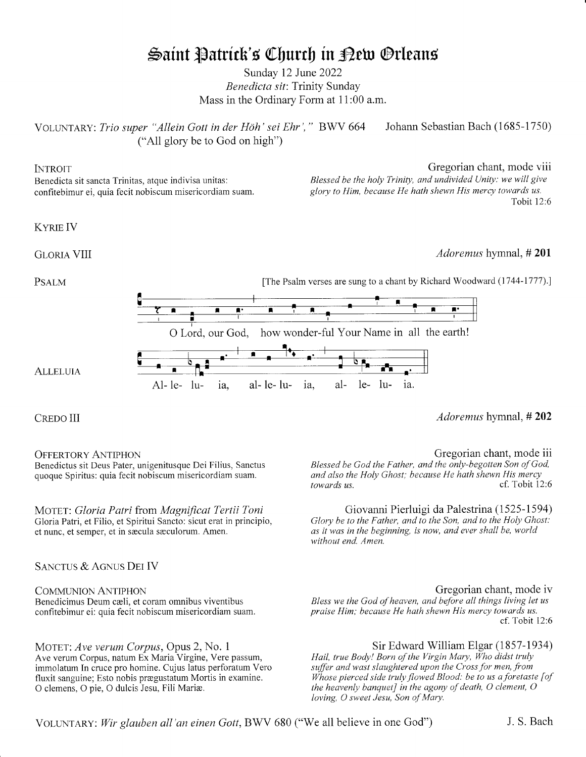# Saint Patrick's Church in New Orleans

Sunday 12 June 2022
*Benedicta sit*: Trinity Sunday
Mass in the Ordinary Form at 11:00 a.m.

VOLUNTARY: *Trio super "Allein Gott in der Höh' sei Ehr'," BWV 664* ("All glory be to God on high") — Johann Sebastian Bach (1685-1750)

INTROIT — Gregorian chant, mode viii

Benedicta sit sancta Trinitas, atque indivisa unitas: confitebimur ei, quia fecit nobiscum misericordiam suam.

*Blessed be the holy Trinity, and undivided Unity: we will give glory to Him, because He hath shewn His mercy towards us.*
Tobit 12:6

KYRIE IV

GLORIA VIII — *Adoremus* hymnal, # **201**

PSALM — [The Psalm verses are sung to a chant by Richard Woodward (1744-1777).]

O Lord, our God, how wonder-ful Your Name in all the earth!

ALLELUIA

Al- le- lu- ia, al- le- lu- ia, al- le- lu- ia.

CREDO III — *Adoremus* hymnal, # **202**

OFFERTORY ANTIPHON — Gregorian chant, mode iii

Benedictus sit Deus Pater, unigenitusque Dei Filius, Sanctus quoque Spiritus: quia fecit nobiscum misericordiam suam.

*Blessed be God the Father, and the only-begotten Son of God, and also the Holy Ghost; because He hath shewn His mercy towards us.*
cf. Tobit 12:6

MOTET: *Gloria Patri* from *Magnificat Tertii Toni* — Giovanni Pierluigi da Palestrina (1525-1594)

Gloria Patri, et Filio, et Spiritui Sancto: sicut erat in principio, et nunc, et semper, et in sæcula sæculorum. Amen.

*Glory be to the Father, and to the Son, and to the Holy Ghost: as it was in the beginning, is now, and ever shall be, world without end. Amen.*

SANCTUS & AGNUS DEI IV

COMMUNION ANTIPHON — Gregorian chant, mode iv

Benedicimus Deum cæli, et coram omnibus viventibus confitebimur ei: quia fecit nobiscum misericordiam suam.

*Bless we the God of heaven, and before all things living let us praise Him; because He hath shewn His mercy towards us.*
cf. Tobit 12:6

MOTET: *Ave verum Corpus*, Opus 2, No. 1 — Sir Edward William Elgar (1857-1934)

Ave verum Corpus, natum Ex Maria Virgine, Vere passum, immolatum In cruce pro homine. Cujus latus perforatum Vero fluxit sanguine; Esto nobis prægustatum Mortis in examine. O clemens, O pie, O dulcis Jesu, Fili Mariæ.

*Hail, true Body! Born of the Virgin Mary, Who didst truly suffer and wast slaughtered upon the Cross for men, from Whose pierced side truly flowed Blood: be to us a foretaste [of the heavenly banquet] in the agony of death, O clement, O loving, O sweet Jesu, Son of Mary.*

VOLUNTARY: *Wir glauben all'an einen Gott*, BWV 680 ("We all believe in one God") — J. S. Bach